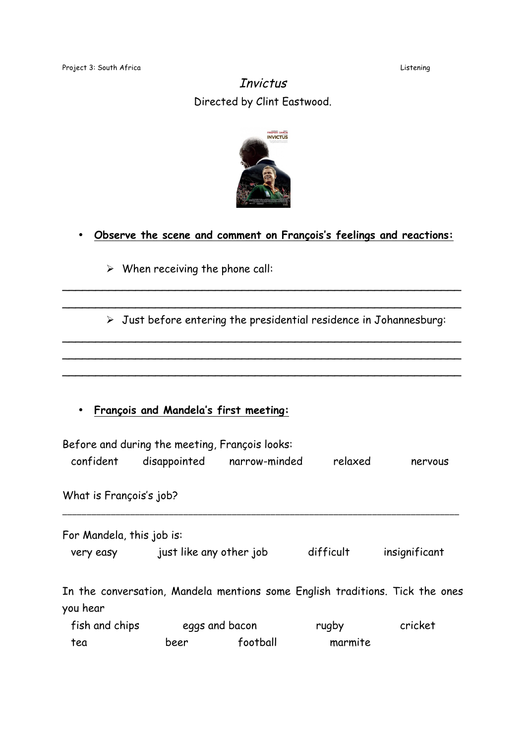# *Invictus*

Directed by Clint Eastwood.

- **Observe the scene and comment on François's feelings and reactions:**

  - When receiving the phone call:

____________________________________________________________

____________________________________________________________

  - Just before entering the presidential residence in Johannesburg:

____________________________________________________________

____________________________________________________________

____________________________________________________________

- **François and Mandela's first meeting:**

Before and during the meeting, François looks:

confident    disappointed    narrow-minded    relaxed    nervous

What is François's job?

____________________________________________________________

For Mandela, this job is:

very easy    just like any other job    difficult    insignificant

In the conversation, Mandela mentions some English traditions. Tick the ones you hear

fish and chips    eggs and bacon    rugby    cricket

tea    beer    football    marmite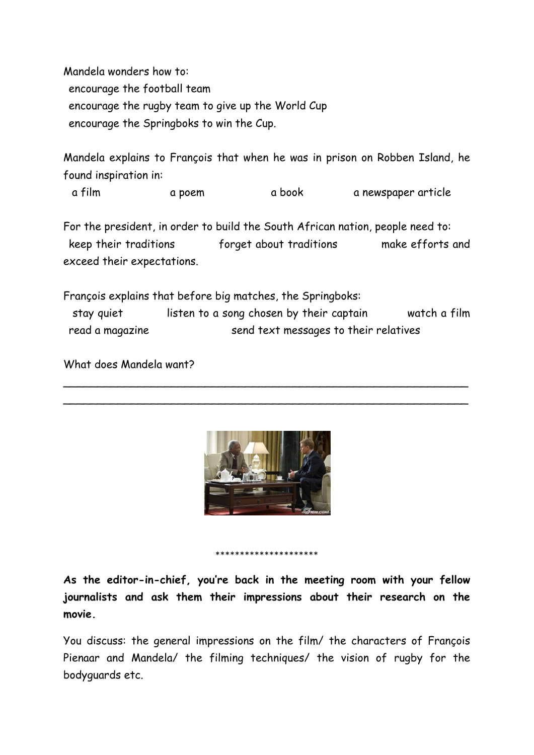Mandela wonders how to:

encourage the football team

encourage the rugby team to give up the World Cup

encourage the Springboks to win the Cup.

Mandela explains to François that when he was in prison on Robben Island, he found inspiration in:

a film     a poem     a book     a newspaper article

For the president, in order to build the South African nation, people need to:

keep their traditions     forget about traditions     make efforts and exceed their expectations.

François explains that before big matches, the Springboks:

stay quiet     listen to a song chosen by their captain     watch a film

read a magazine     send text messages to their relatives

What does Mandela want?

_______________________________________________________________

_______________________________________________________________

*********************

**As the editor-in-chief, you're back in the meeting room with your fellow journalists and ask them their impressions about their research on the movie.**

You discuss: the general impressions on the film/ the characters of François Pienaar and Mandela/ the filming techniques/ the vision of rugby for the bodyguards etc.